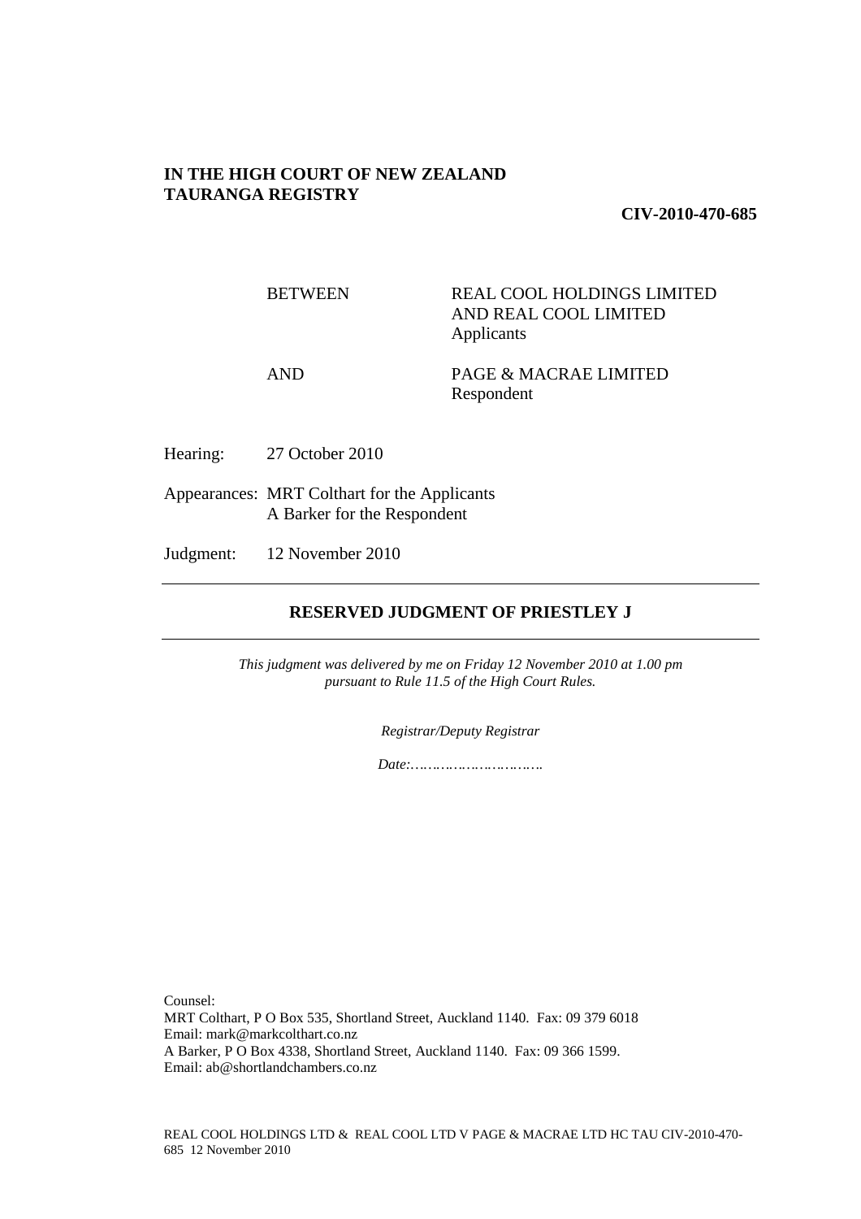**IN THE HIGH COURT OF NEW ZEALAND**
**TAURANGA REGISTRY**

**CIV-2010-470-685**

| | |
|---|---|
| BETWEEN | REAL COOL HOLDINGS LIMITED AND REAL COOL LIMITED<br>Applicants |
| AND | PAGE & MACRAE LIMITED<br>Respondent |

Hearing: 27 October 2010

Appearances: MRT Colthart for the Applicants
A Barker for the Respondent

Judgment: 12 November 2010

---

## RESERVED JUDGMENT OF PRIESTLEY J

---

*This judgment was delivered by me on Friday 12 November 2010 at 1.00 pm pursuant to Rule 11.5 of the High Court Rules.*

*Registrar/Deputy Registrar*

*Date:…………………………*

Counsel:
MRT Colthart, P O Box 535, Shortland Street, Auckland 1140. Fax: 09 379 6018
Email: mark@markcolthart.co.nz
A Barker, P O Box 4338, Shortland Street, Auckland 1140. Fax: 09 366 1599.
Email: ab@shortlandchambers.co.nz

REAL COOL HOLDINGS LTD & REAL COOL LTD V PAGE & MACRAE LTD HC TAU CIV-2010-470-685 12 November 2010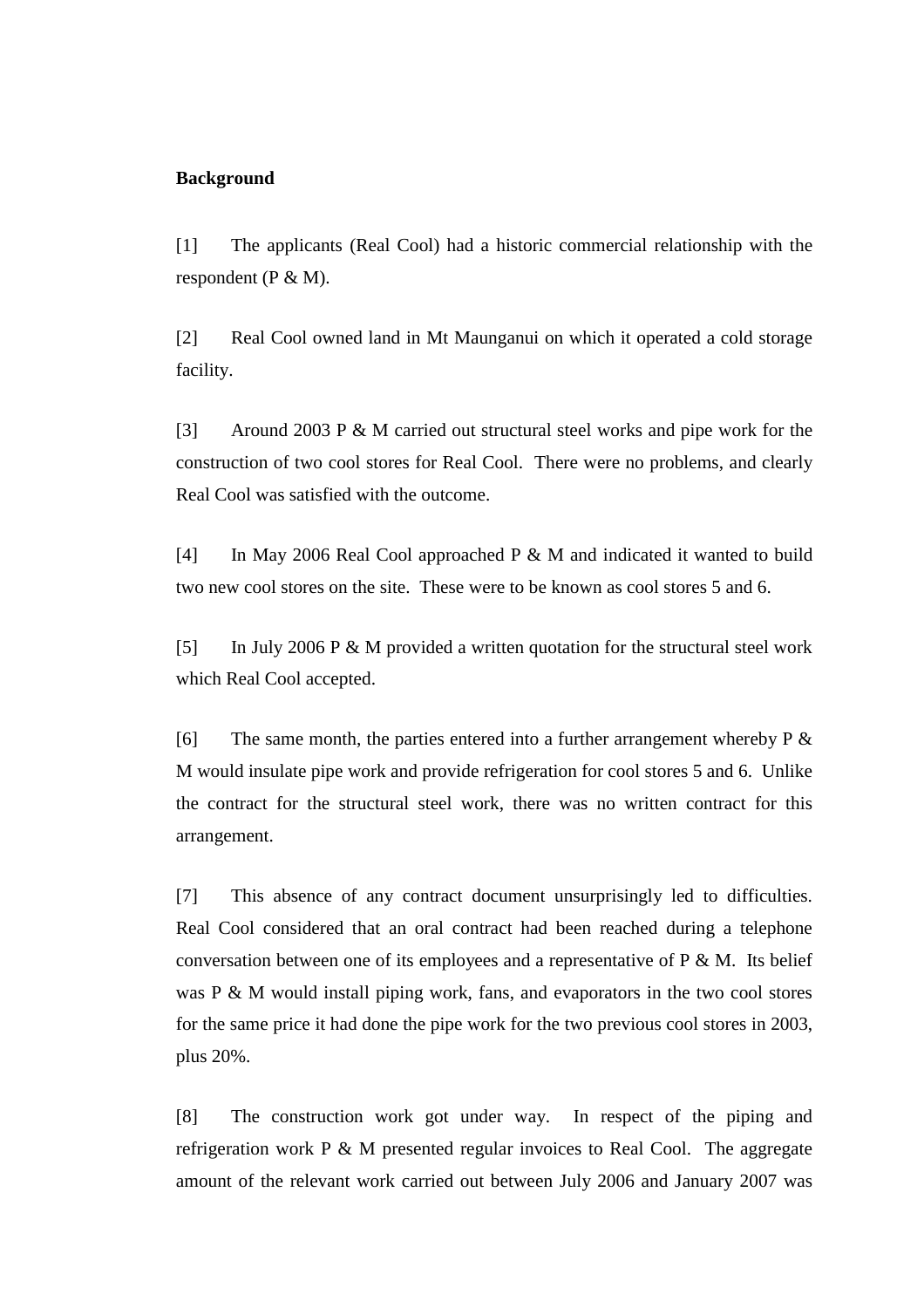**Background**

[1] The applicants (Real Cool) had a historic commercial relationship with the respondent (P & M).

[2] Real Cool owned land in Mt Maunganui on which it operated a cold storage facility.

[3] Around 2003 P & M carried out structural steel works and pipe work for the construction of two cool stores for Real Cool. There were no problems, and clearly Real Cool was satisfied with the outcome.

[4] In May 2006 Real Cool approached P & M and indicated it wanted to build two new cool stores on the site. These were to be known as cool stores 5 and 6.

[5] In July 2006 P & M provided a written quotation for the structural steel work which Real Cool accepted.

[6] The same month, the parties entered into a further arrangement whereby P & M would insulate pipe work and provide refrigeration for cool stores 5 and 6. Unlike the contract for the structural steel work, there was no written contract for this arrangement.

[7] This absence of any contract document unsurprisingly led to difficulties. Real Cool considered that an oral contract had been reached during a telephone conversation between one of its employees and a representative of P & M. Its belief was P & M would install piping work, fans, and evaporators in the two cool stores for the same price it had done the pipe work for the two previous cool stores in 2003, plus 20%.

[8] The construction work got under way. In respect of the piping and refrigeration work P & M presented regular invoices to Real Cool. The aggregate amount of the relevant work carried out between July 2006 and January 2007 was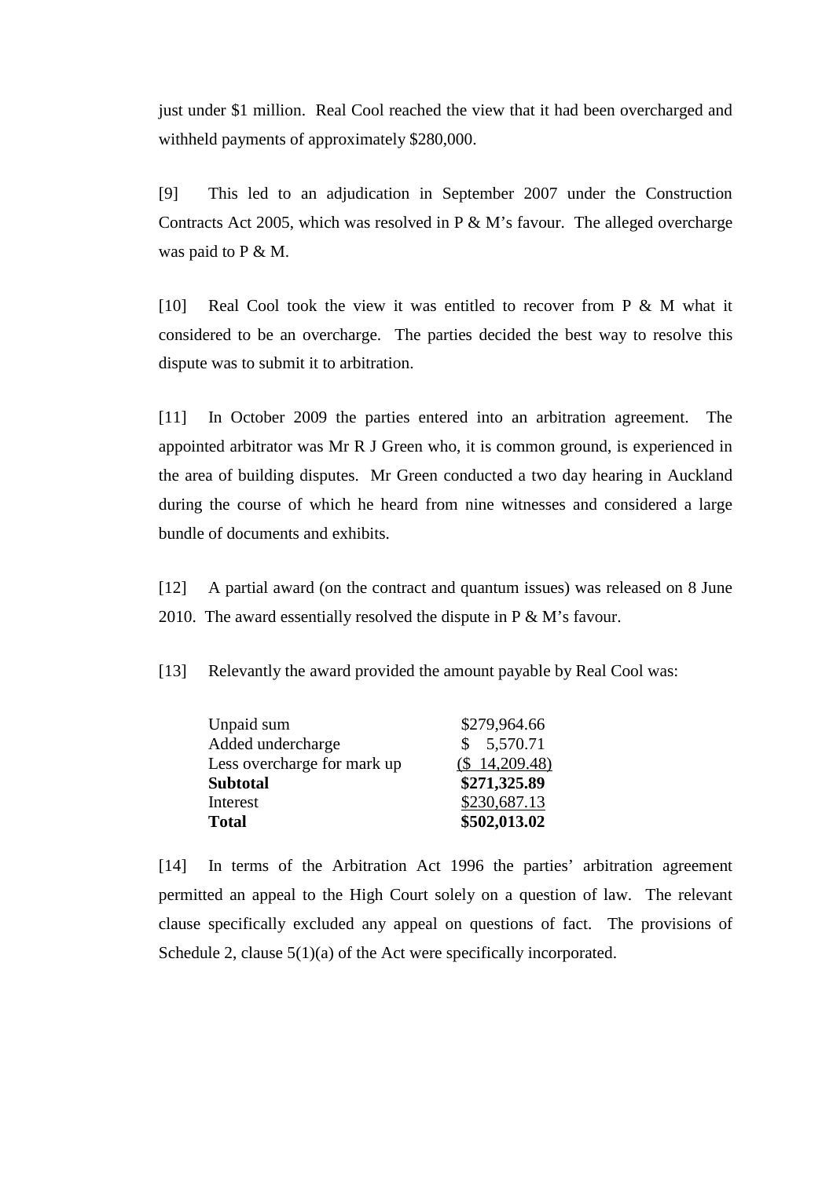just under $1 million. Real Cool reached the view that it had been overcharged and withheld payments of approximately $280,000.

[9] This led to an adjudication in September 2007 under the Construction Contracts Act 2005, which was resolved in P & M's favour. The alleged overcharge was paid to P & M.

[10] Real Cool took the view it was entitled to recover from P & M what it considered to be an overcharge. The parties decided the best way to resolve this dispute was to submit it to arbitration.

[11] In October 2009 the parties entered into an arbitration agreement. The appointed arbitrator was Mr R J Green who, it is common ground, is experienced in the area of building disputes. Mr Green conducted a two day hearing in Auckland during the course of which he heard from nine witnesses and considered a large bundle of documents and exhibits.

[12] A partial award (on the contract and quantum issues) was released on 8 June 2010. The award essentially resolved the dispute in P & M's favour.

[13] Relevantly the award provided the amount payable by Real Cool was:

| | |
|---|---|
| Unpaid sum | $279,964.66 |
| Added undercharge | $ 5,570.71 |
| Less overcharge for mark up | ($ 14,209.48) |
| **Subtotal** | **$271,325.89** |
| Interest | $230,687.13 |
| **Total** | **$502,013.02** |

[14] In terms of the Arbitration Act 1996 the parties' arbitration agreement permitted an appeal to the High Court solely on a question of law. The relevant clause specifically excluded any appeal on questions of fact. The provisions of Schedule 2, clause 5(1)(a) of the Act were specifically incorporated.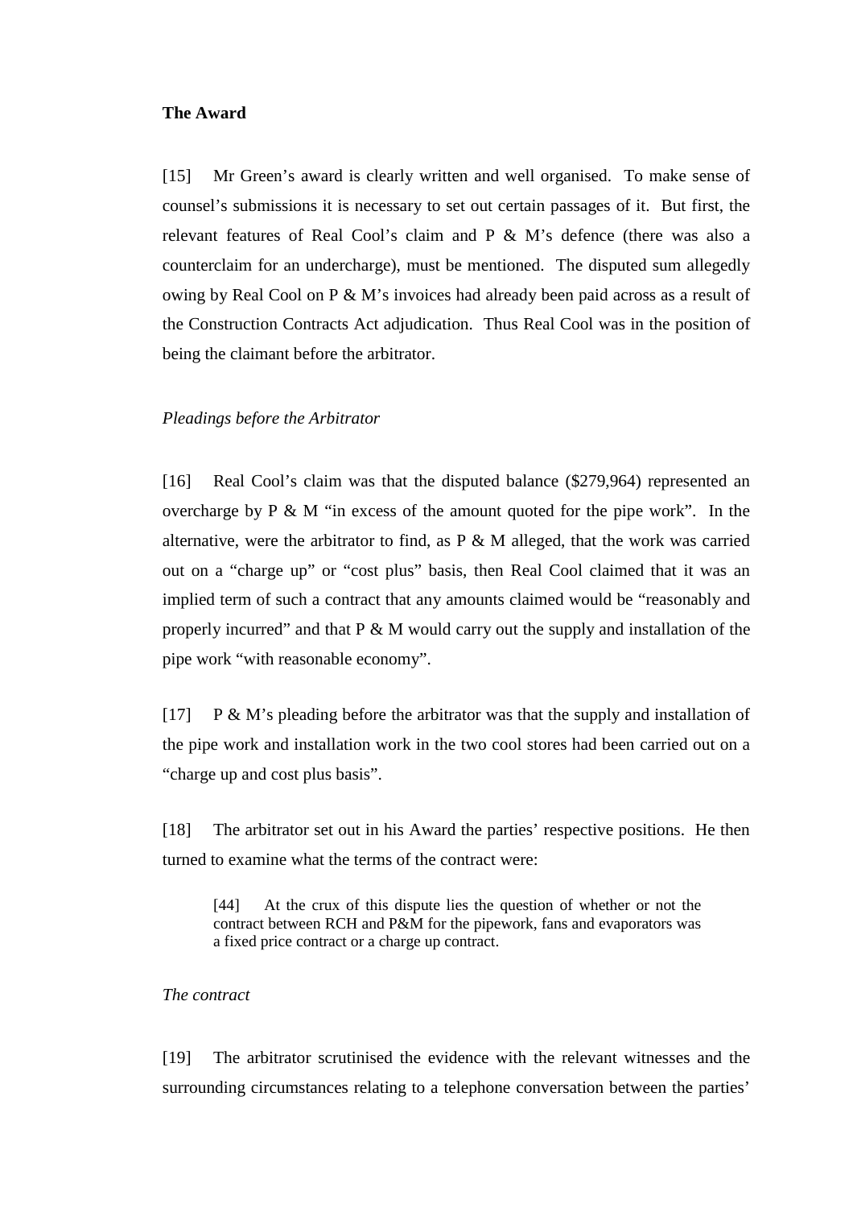**The Award**

[15] Mr Green's award is clearly written and well organised. To make sense of counsel's submissions it is necessary to set out certain passages of it. But first, the relevant features of Real Cool's claim and P & M's defence (there was also a counterclaim for an undercharge), must be mentioned. The disputed sum allegedly owing by Real Cool on P & M's invoices had already been paid across as a result of the Construction Contracts Act adjudication. Thus Real Cool was in the position of being the claimant before the arbitrator.

*Pleadings before the Arbitrator*

[16] Real Cool's claim was that the disputed balance ($279,964) represented an overcharge by P & M "in excess of the amount quoted for the pipe work". In the alternative, were the arbitrator to find, as P & M alleged, that the work was carried out on a "charge up" or "cost plus" basis, then Real Cool claimed that it was an implied term of such a contract that any amounts claimed would be "reasonably and properly incurred" and that P & M would carry out the supply and installation of the pipe work "with reasonable economy".

[17] P & M's pleading before the arbitrator was that the supply and installation of the pipe work and installation work in the two cool stores had been carried out on a "charge up and cost plus basis".

[18] The arbitrator set out in his Award the parties' respective positions. He then turned to examine what the terms of the contract were:

> [44] At the crux of this dispute lies the question of whether or not the contract between RCH and P&M for the pipework, fans and evaporators was a fixed price contract or a charge up contract.

*The contract*

[19] The arbitrator scrutinised the evidence with the relevant witnesses and the surrounding circumstances relating to a telephone conversation between the parties'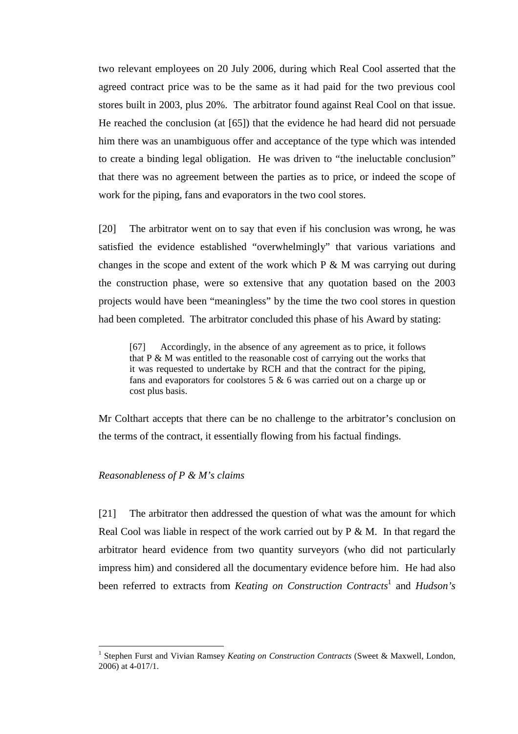two relevant employees on 20 July 2006, during which Real Cool asserted that the agreed contract price was to be the same as it had paid for the two previous cool stores built in 2003, plus 20%. The arbitrator found against Real Cool on that issue. He reached the conclusion (at [65]) that the evidence he had heard did not persuade him there was an unambiguous offer and acceptance of the type which was intended to create a binding legal obligation. He was driven to "the ineluctable conclusion" that there was no agreement between the parties as to price, or indeed the scope of work for the piping, fans and evaporators in the two cool stores.

[20] The arbitrator went on to say that even if his conclusion was wrong, he was satisfied the evidence established "overwhelmingly" that various variations and changes in the scope and extent of the work which P & M was carrying out during the construction phase, were so extensive that any quotation based on the 2003 projects would have been "meaningless" by the time the two cool stores in question had been completed. The arbitrator concluded this phase of his Award by stating:

> [67] Accordingly, in the absence of any agreement as to price, it follows that P & M was entitled to the reasonable cost of carrying out the works that it was requested to undertake by RCH and that the contract for the piping, fans and evaporators for coolstores 5 & 6 was carried out on a charge up or cost plus basis.

Mr Colthart accepts that there can be no challenge to the arbitrator's conclusion on the terms of the contract, it essentially flowing from his factual findings.

*Reasonableness of P & M's claims*

[21] The arbitrator then addressed the question of what was the amount for which Real Cool was liable in respect of the work carried out by P & M. In that regard the arbitrator heard evidence from two quantity surveyors (who did not particularly impress him) and considered all the documentary evidence before him. He had also been referred to extracts from *Keating on Construction Contracts*[1] and *Hudson's*

[1] Stephen Furst and Vivian Ramsey *Keating on Construction Contracts* (Sweet & Maxwell, London, 2006) at 4-017/1.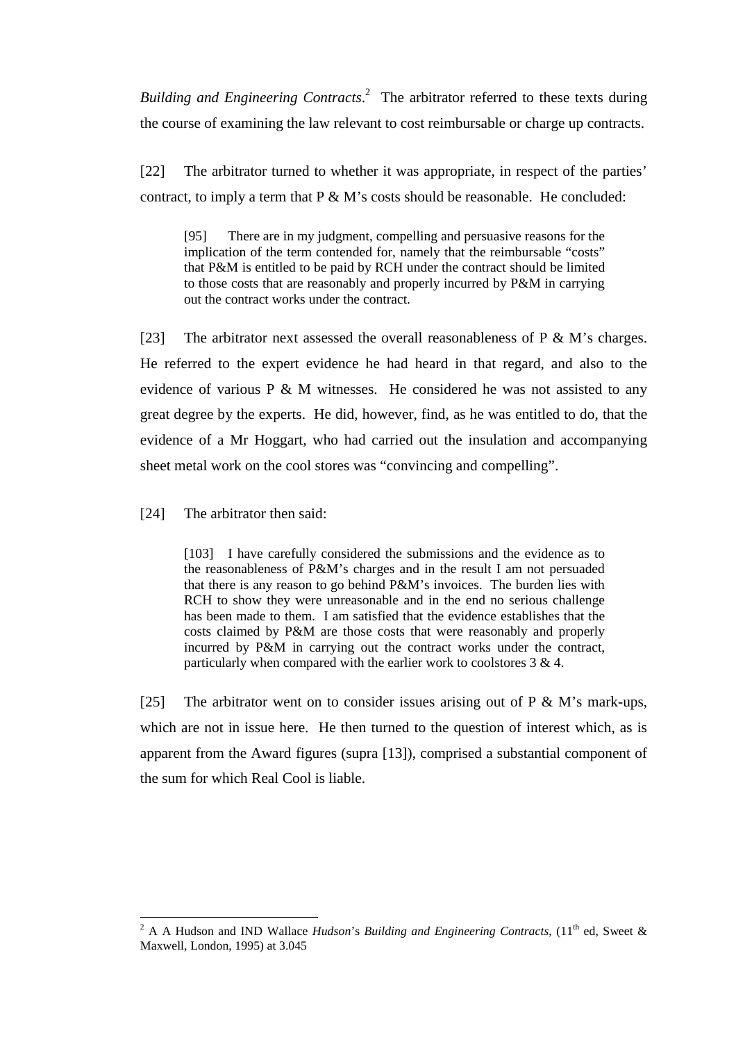*Building and Engineering Contracts*.[2] The arbitrator referred to these texts during the course of examining the law relevant to cost reimbursable or charge up contracts.

[22] The arbitrator turned to whether it was appropriate, in respect of the parties' contract, to imply a term that P & M's costs should be reasonable. He concluded:

> [95] There are in my judgment, compelling and persuasive reasons for the implication of the term contended for, namely that the reimbursable "costs" that P&M is entitled to be paid by RCH under the contract should be limited to those costs that are reasonably and properly incurred by P&M in carrying out the contract works under the contract.

[23] The arbitrator next assessed the overall reasonableness of P & M's charges. He referred to the expert evidence he had heard in that regard, and also to the evidence of various P & M witnesses. He considered he was not assisted to any great degree by the experts. He did, however, find, as he was entitled to do, that the evidence of a Mr Hoggart, who had carried out the insulation and accompanying sheet metal work on the cool stores was "convincing and compelling".

[24] The arbitrator then said:

> [103] I have carefully considered the submissions and the evidence as to the reasonableness of P&M's charges and in the result I am not persuaded that there is any reason to go behind P&M's invoices. The burden lies with RCH to show they were unreasonable and in the end no serious challenge has been made to them. I am satisfied that the evidence establishes that the costs claimed by P&M are those costs that were reasonably and properly incurred by P&M in carrying out the contract works under the contract, particularly when compared with the earlier work to coolstores 3 & 4.

[25] The arbitrator went on to consider issues arising out of P & M's mark-ups, which are not in issue here. He then turned to the question of interest which, as is apparent from the Award figures (supra [13]), comprised a substantial component of the sum for which Real Cool is liable.

---

[2] A A Hudson and IND Wallace *Hudson*'s *Building and Engineering Contracts*, (11th ed, Sweet & Maxwell, London, 1995) at 3.045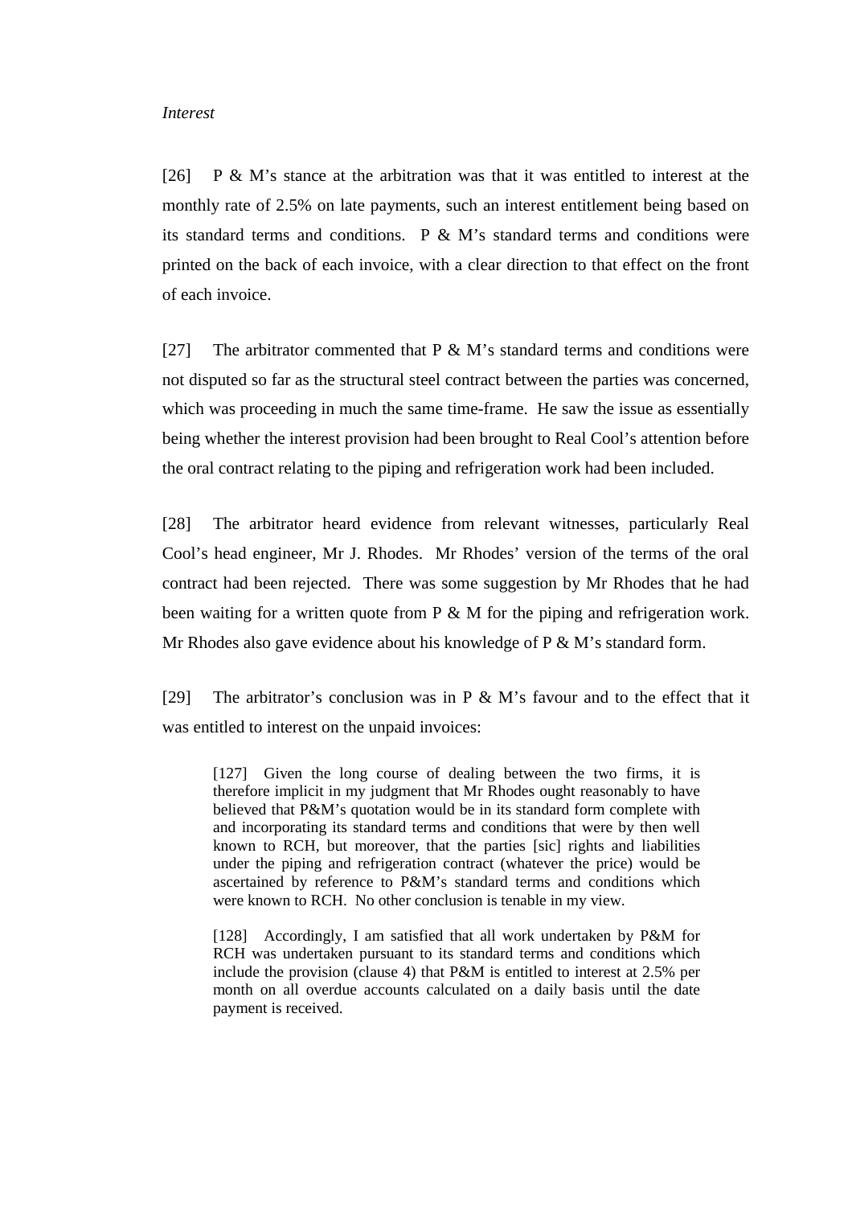*Interest*

[26] P & M's stance at the arbitration was that it was entitled to interest at the monthly rate of 2.5% on late payments, such an interest entitlement being based on its standard terms and conditions. P & M's standard terms and conditions were printed on the back of each invoice, with a clear direction to that effect on the front of each invoice.

[27] The arbitrator commented that P & M's standard terms and conditions were not disputed so far as the structural steel contract between the parties was concerned, which was proceeding in much the same time-frame. He saw the issue as essentially being whether the interest provision had been brought to Real Cool's attention before the oral contract relating to the piping and refrigeration work had been included.

[28] The arbitrator heard evidence from relevant witnesses, particularly Real Cool's head engineer, Mr J. Rhodes. Mr Rhodes' version of the terms of the oral contract had been rejected. There was some suggestion by Mr Rhodes that he had been waiting for a written quote from P & M for the piping and refrigeration work. Mr Rhodes also gave evidence about his knowledge of P & M's standard form.

[29] The arbitrator's conclusion was in P & M's favour and to the effect that it was entitled to interest on the unpaid invoices:

> [127] Given the long course of dealing between the two firms, it is therefore implicit in my judgment that Mr Rhodes ought reasonably to have believed that P&M's quotation would be in its standard form complete with and incorporating its standard terms and conditions that were by then well known to RCH, but moreover, that the parties [sic] rights and liabilities under the piping and refrigeration contract (whatever the price) would be ascertained by reference to P&M's standard terms and conditions which were known to RCH. No other conclusion is tenable in my view.
>
> [128] Accordingly, I am satisfied that all work undertaken by P&M for RCH was undertaken pursuant to its standard terms and conditions which include the provision (clause 4) that P&M is entitled to interest at 2.5% per month on all overdue accounts calculated on a daily basis until the date payment is received.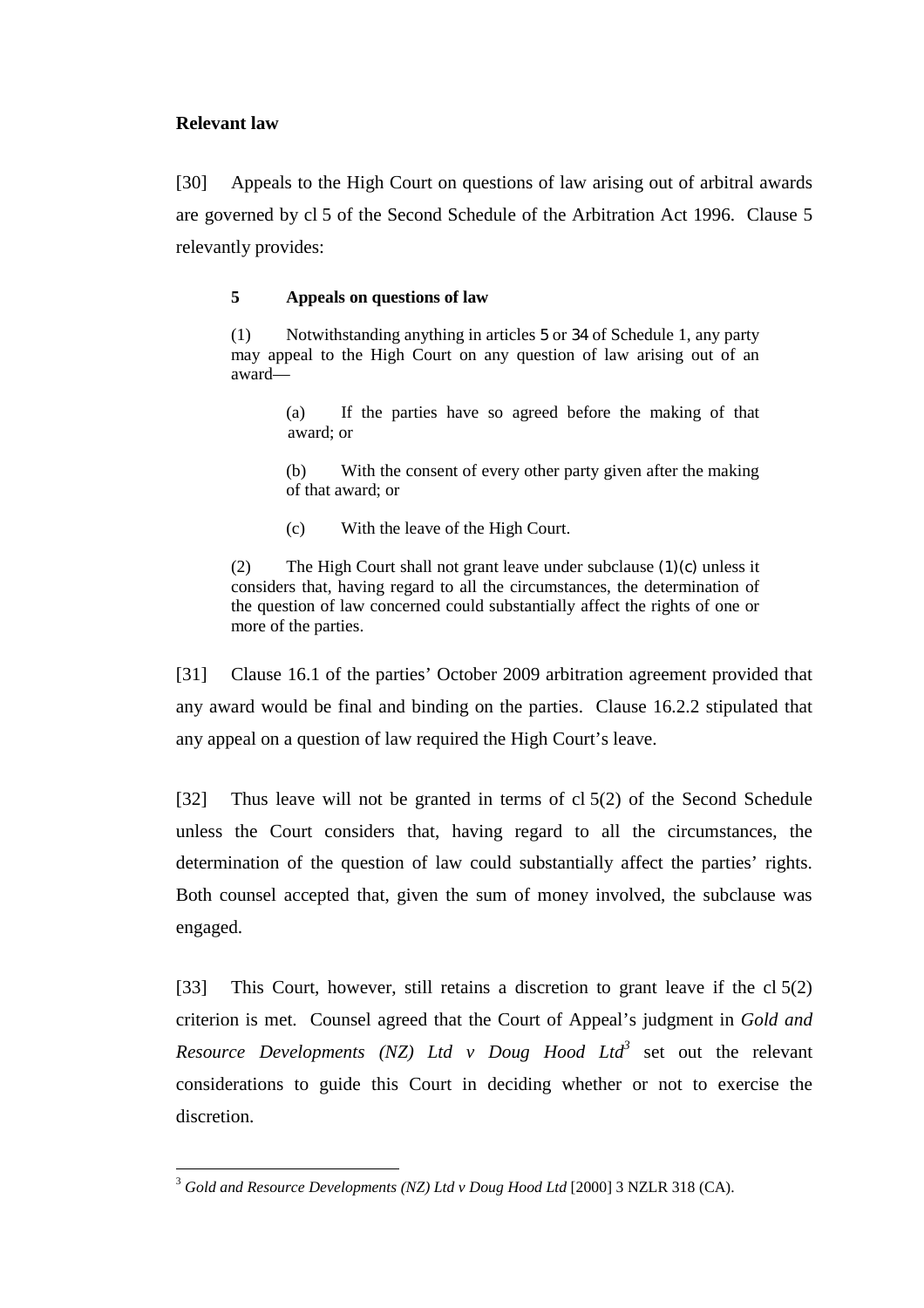**Relevant law**

[30] Appeals to the High Court on questions of law arising out of arbitral awards are governed by cl 5 of the Second Schedule of the Arbitration Act 1996. Clause 5 relevantly provides:

> **5 Appeals on questions of law**
>
> (1) Notwithstanding anything in articles 5 or 34 of Schedule 1, any party may appeal to the High Court on any question of law arising out of an award—
>
> (a) If the parties have so agreed before the making of that award; or
>
> (b) With the consent of every other party given after the making of that award; or
>
> (c) With the leave of the High Court.
>
> (2) The High Court shall not grant leave under subclause (1)(c) unless it considers that, having regard to all the circumstances, the determination of the question of law concerned could substantially affect the rights of one or more of the parties.

[31] Clause 16.1 of the parties' October 2009 arbitration agreement provided that any award would be final and binding on the parties. Clause 16.2.2 stipulated that any appeal on a question of law required the High Court's leave.

[32] Thus leave will not be granted in terms of cl 5(2) of the Second Schedule unless the Court considers that, having regard to all the circumstances, the determination of the question of law could substantially affect the parties' rights. Both counsel accepted that, given the sum of money involved, the subclause was engaged.

[33] This Court, however, still retains a discretion to grant leave if the cl 5(2) criterion is met. Counsel agreed that the Court of Appeal's judgment in *Gold and Resource Developments (NZ) Ltd v Doug Hood Ltd*[3] set out the relevant considerations to guide this Court in deciding whether or not to exercise the discretion.

---

[3] *Gold and Resource Developments (NZ) Ltd v Doug Hood Ltd* [2000] 3 NZLR 318 (CA).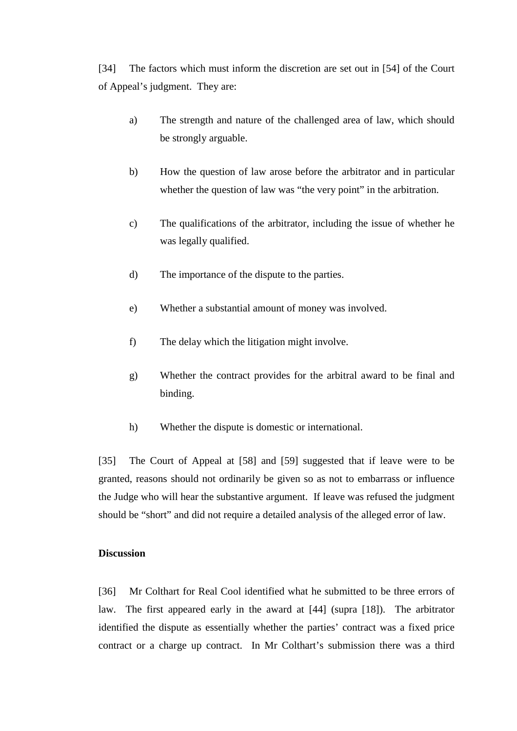[34] The factors which must inform the discretion are set out in [54] of the Court of Appeal's judgment. They are:

a) The strength and nature of the challenged area of law, which should be strongly arguable.

b) How the question of law arose before the arbitrator and in particular whether the question of law was "the very point" in the arbitration.

c) The qualifications of the arbitrator, including the issue of whether he was legally qualified.

d) The importance of the dispute to the parties.

e) Whether a substantial amount of money was involved.

f) The delay which the litigation might involve.

g) Whether the contract provides for the arbitral award to be final and binding.

h) Whether the dispute is domestic or international.

[35] The Court of Appeal at [58] and [59] suggested that if leave were to be granted, reasons should not ordinarily be given so as not to embarrass or influence the Judge who will hear the substantive argument. If leave was refused the judgment should be "short" and did not require a detailed analysis of the alleged error of law.

**Discussion**

[36] Mr Colthart for Real Cool identified what he submitted to be three errors of law. The first appeared early in the award at [44] (supra [18]). The arbitrator identified the dispute as essentially whether the parties' contract was a fixed price contract or a charge up contract. In Mr Colthart's submission there was a third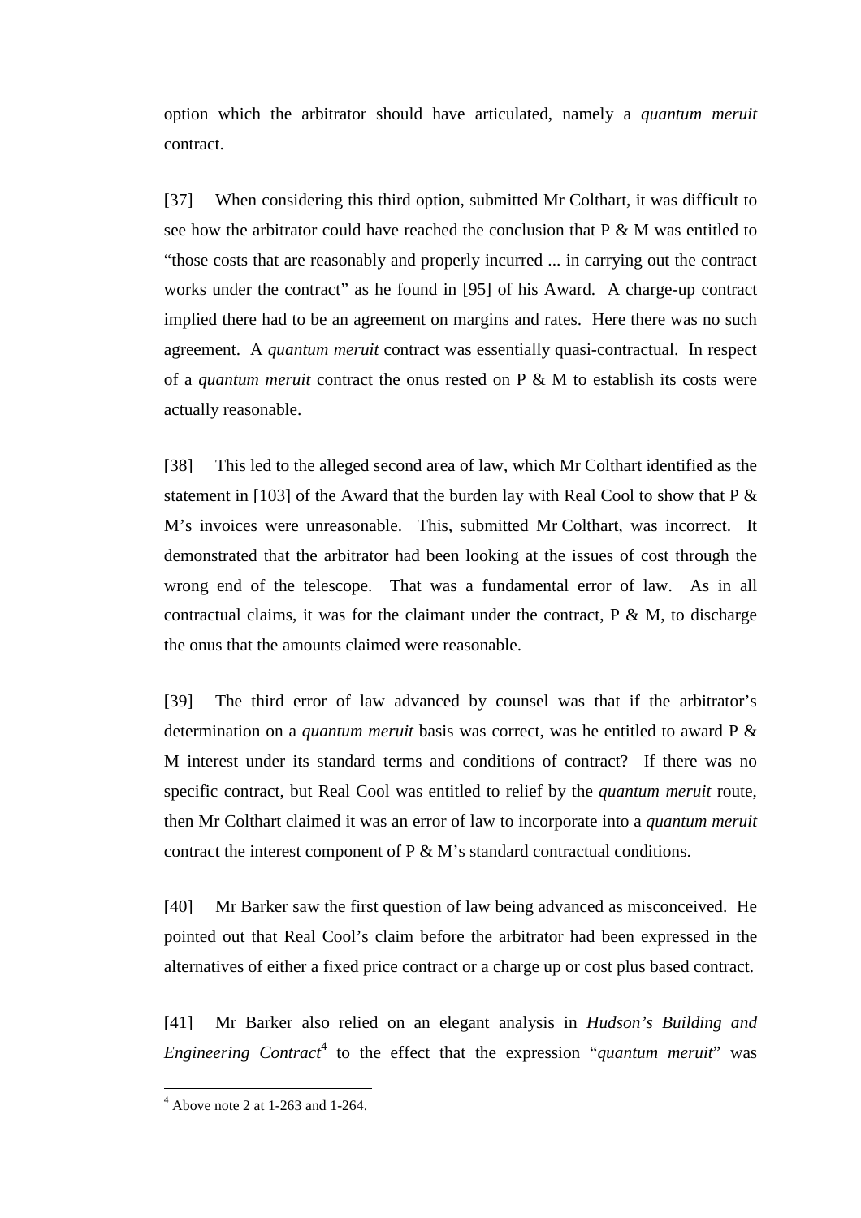option which the arbitrator should have articulated, namely a *quantum meruit* contract.

[37] When considering this third option, submitted Mr Colthart, it was difficult to see how the arbitrator could have reached the conclusion that P & M was entitled to "those costs that are reasonably and properly incurred ... in carrying out the contract works under the contract" as he found in [95] of his Award. A charge-up contract implied there had to be an agreement on margins and rates. Here there was no such agreement. A *quantum meruit* contract was essentially quasi-contractual. In respect of a *quantum meruit* contract the onus rested on P & M to establish its costs were actually reasonable.

[38] This led to the alleged second area of law, which Mr Colthart identified as the statement in [103] of the Award that the burden lay with Real Cool to show that P & M's invoices were unreasonable. This, submitted Mr Colthart, was incorrect. It demonstrated that the arbitrator had been looking at the issues of cost through the wrong end of the telescope. That was a fundamental error of law. As in all contractual claims, it was for the claimant under the contract, P & M, to discharge the onus that the amounts claimed were reasonable.

[39] The third error of law advanced by counsel was that if the arbitrator's determination on a *quantum meruit* basis was correct, was he entitled to award P & M interest under its standard terms and conditions of contract? If there was no specific contract, but Real Cool was entitled to relief by the *quantum meruit* route, then Mr Colthart claimed it was an error of law to incorporate into a *quantum meruit* contract the interest component of P & M's standard contractual conditions.

[40] Mr Barker saw the first question of law being advanced as misconceived. He pointed out that Real Cool's claim before the arbitrator had been expressed in the alternatives of either a fixed price contract or a charge up or cost plus based contract.

[41] Mr Barker also relied on an elegant analysis in *Hudson's Building and Engineering Contract*[4] to the effect that the expression "*quantum meruit*" was

---

[4] Above note 2 at 1-263 and 1-264.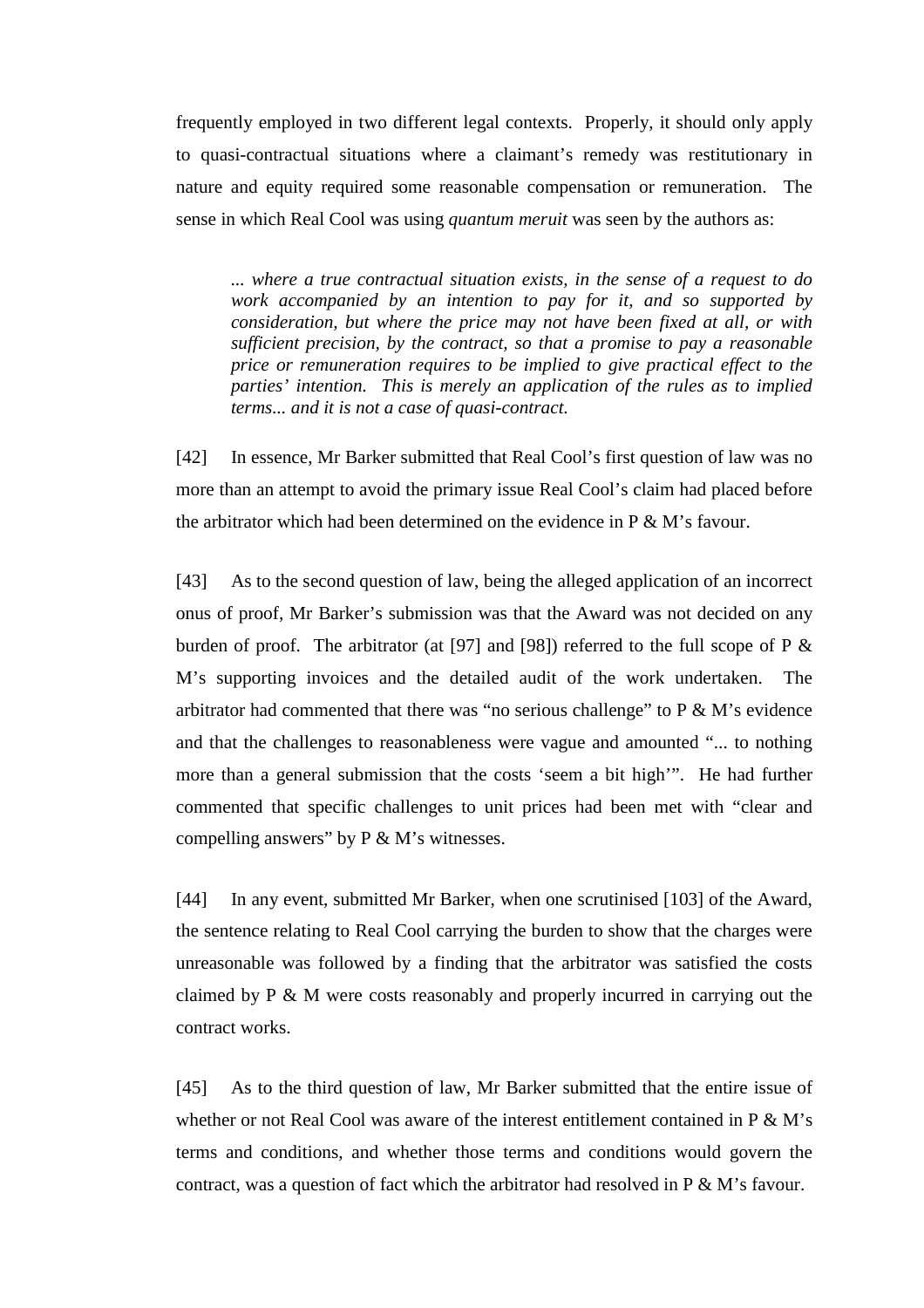frequently employed in two different legal contexts. Properly, it should only apply to quasi-contractual situations where a claimant's remedy was restitutionary in nature and equity required some reasonable compensation or remuneration. The sense in which Real Cool was using *quantum meruit* was seen by the authors as:

> *... where a true contractual situation exists, in the sense of a request to do work accompanied by an intention to pay for it, and so supported by consideration, but where the price may not have been fixed at all, or with sufficient precision, by the contract, so that a promise to pay a reasonable price or remuneration requires to be implied to give practical effect to the parties' intention. This is merely an application of the rules as to implied terms... and it is not a case of quasi-contract.*

[42] In essence, Mr Barker submitted that Real Cool's first question of law was no more than an attempt to avoid the primary issue Real Cool's claim had placed before the arbitrator which had been determined on the evidence in P & M's favour.

[43] As to the second question of law, being the alleged application of an incorrect onus of proof, Mr Barker's submission was that the Award was not decided on any burden of proof. The arbitrator (at [97] and [98]) referred to the full scope of P & M's supporting invoices and the detailed audit of the work undertaken. The arbitrator had commented that there was "no serious challenge" to P & M's evidence and that the challenges to reasonableness were vague and amounted "... to nothing more than a general submission that the costs 'seem a bit high'". He had further commented that specific challenges to unit prices had been met with "clear and compelling answers" by P & M's witnesses.

[44] In any event, submitted Mr Barker, when one scrutinised [103] of the Award, the sentence relating to Real Cool carrying the burden to show that the charges were unreasonable was followed by a finding that the arbitrator was satisfied the costs claimed by P & M were costs reasonably and properly incurred in carrying out the contract works.

[45] As to the third question of law, Mr Barker submitted that the entire issue of whether or not Real Cool was aware of the interest entitlement contained in P & M's terms and conditions, and whether those terms and conditions would govern the contract, was a question of fact which the arbitrator had resolved in P & M's favour.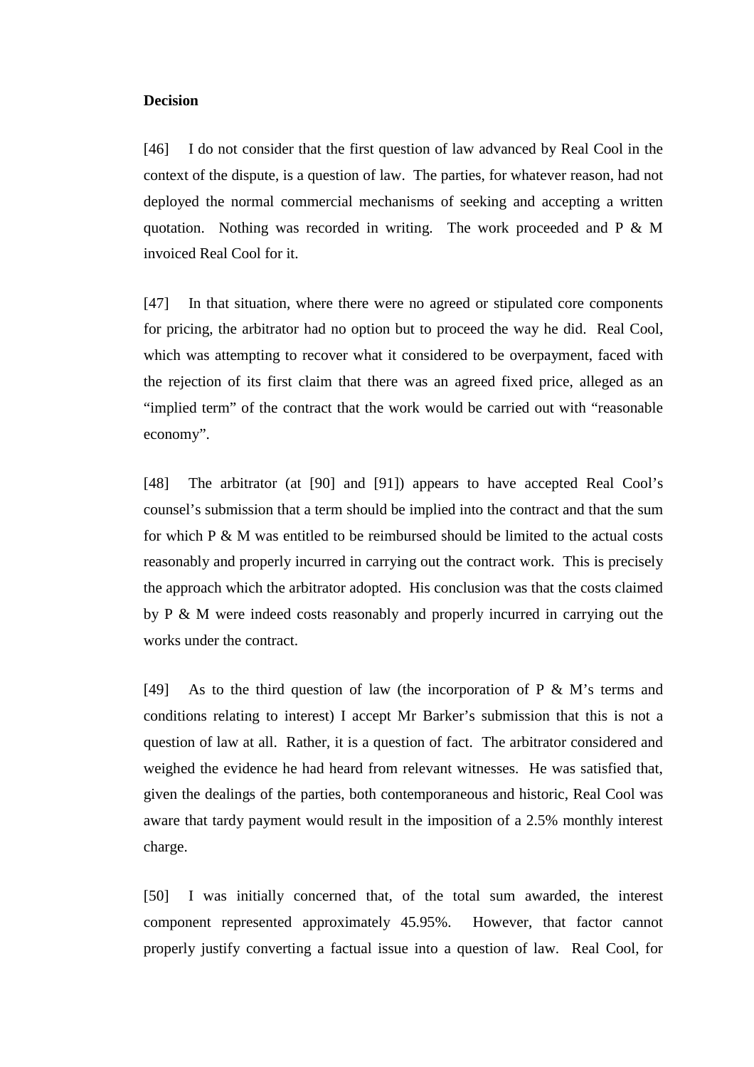**Decision**

[46] I do not consider that the first question of law advanced by Real Cool in the context of the dispute, is a question of law. The parties, for whatever reason, had not deployed the normal commercial mechanisms of seeking and accepting a written quotation. Nothing was recorded in writing. The work proceeded and P & M invoiced Real Cool for it.

[47] In that situation, where there were no agreed or stipulated core components for pricing, the arbitrator had no option but to proceed the way he did. Real Cool, which was attempting to recover what it considered to be overpayment, faced with the rejection of its first claim that there was an agreed fixed price, alleged as an "implied term" of the contract that the work would be carried out with "reasonable economy".

[48] The arbitrator (at [90] and [91]) appears to have accepted Real Cool's counsel's submission that a term should be implied into the contract and that the sum for which P & M was entitled to be reimbursed should be limited to the actual costs reasonably and properly incurred in carrying out the contract work. This is precisely the approach which the arbitrator adopted. His conclusion was that the costs claimed by P & M were indeed costs reasonably and properly incurred in carrying out the works under the contract.

[49] As to the third question of law (the incorporation of P & M's terms and conditions relating to interest) I accept Mr Barker's submission that this is not a question of law at all. Rather, it is a question of fact. The arbitrator considered and weighed the evidence he had heard from relevant witnesses. He was satisfied that, given the dealings of the parties, both contemporaneous and historic, Real Cool was aware that tardy payment would result in the imposition of a 2.5% monthly interest charge.

[50] I was initially concerned that, of the total sum awarded, the interest component represented approximately 45.95%. However, that factor cannot properly justify converting a factual issue into a question of law. Real Cool, for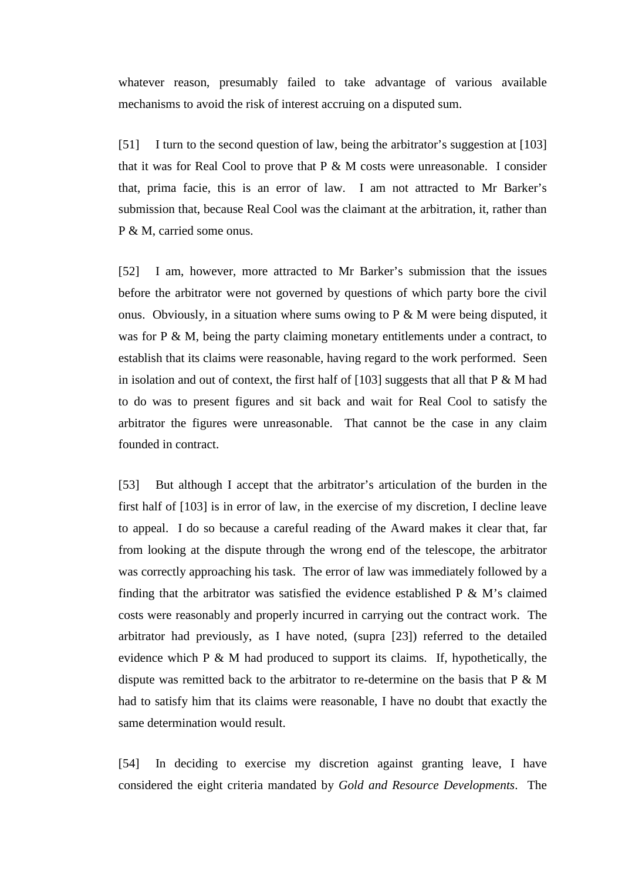whatever reason, presumably failed to take advantage of various available mechanisms to avoid the risk of interest accruing on a disputed sum.

[51] I turn to the second question of law, being the arbitrator's suggestion at [103] that it was for Real Cool to prove that P & M costs were unreasonable. I consider that, prima facie, this is an error of law. I am not attracted to Mr Barker's submission that, because Real Cool was the claimant at the arbitration, it, rather than P & M, carried some onus.

[52] I am, however, more attracted to Mr Barker's submission that the issues before the arbitrator were not governed by questions of which party bore the civil onus. Obviously, in a situation where sums owing to P & M were being disputed, it was for P & M, being the party claiming monetary entitlements under a contract, to establish that its claims were reasonable, having regard to the work performed. Seen in isolation and out of context, the first half of [103] suggests that all that P & M had to do was to present figures and sit back and wait for Real Cool to satisfy the arbitrator the figures were unreasonable. That cannot be the case in any claim founded in contract.

[53] But although I accept that the arbitrator's articulation of the burden in the first half of [103] is in error of law, in the exercise of my discretion, I decline leave to appeal. I do so because a careful reading of the Award makes it clear that, far from looking at the dispute through the wrong end of the telescope, the arbitrator was correctly approaching his task. The error of law was immediately followed by a finding that the arbitrator was satisfied the evidence established P & M's claimed costs were reasonably and properly incurred in carrying out the contract work. The arbitrator had previously, as I have noted, (supra [23]) referred to the detailed evidence which P & M had produced to support its claims. If, hypothetically, the dispute was remitted back to the arbitrator to re-determine on the basis that P & M had to satisfy him that its claims were reasonable, I have no doubt that exactly the same determination would result.

[54] In deciding to exercise my discretion against granting leave, I have considered the eight criteria mandated by *Gold and Resource Developments*. The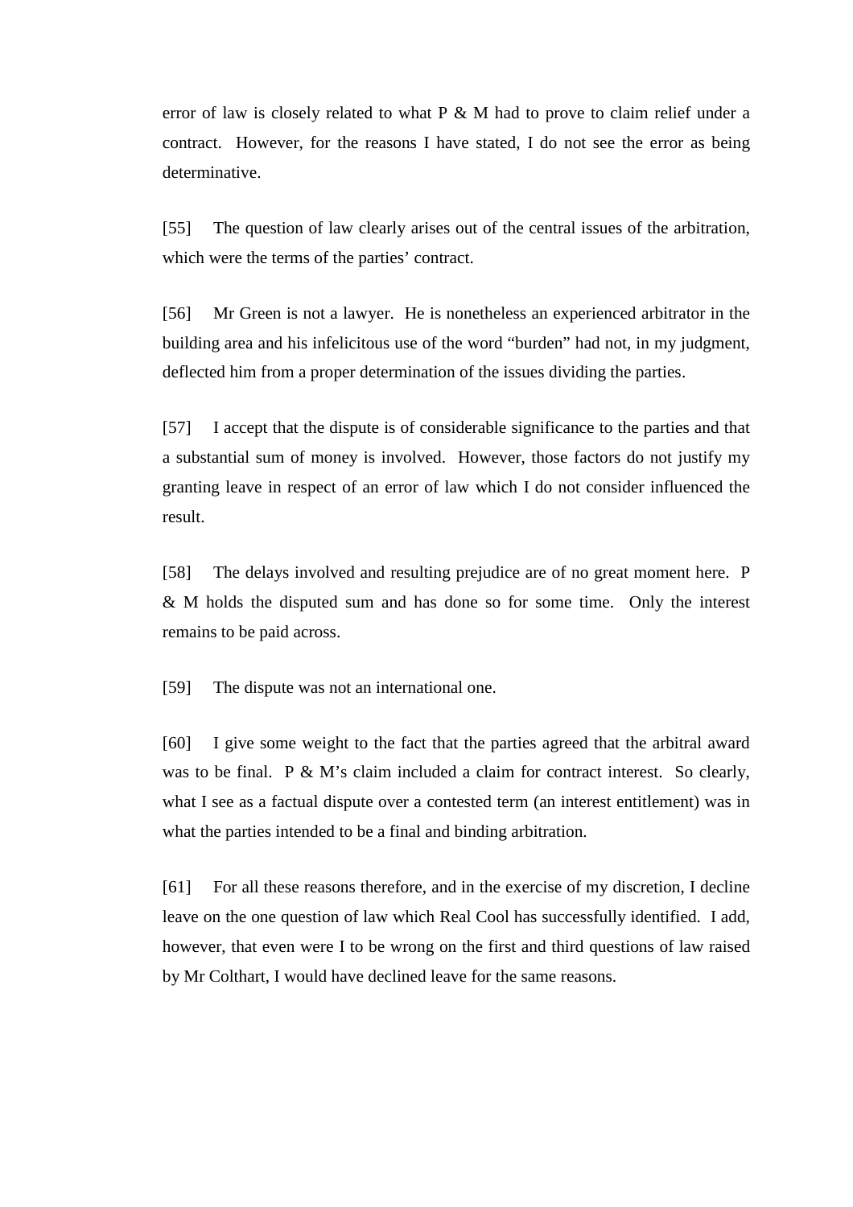error of law is closely related to what P & M had to prove to claim relief under a contract. However, for the reasons I have stated, I do not see the error as being determinative.

[55] The question of law clearly arises out of the central issues of the arbitration, which were the terms of the parties' contract.

[56] Mr Green is not a lawyer. He is nonetheless an experienced arbitrator in the building area and his infelicitous use of the word "burden" had not, in my judgment, deflected him from a proper determination of the issues dividing the parties.

[57] I accept that the dispute is of considerable significance to the parties and that a substantial sum of money is involved. However, those factors do not justify my granting leave in respect of an error of law which I do not consider influenced the result.

[58] The delays involved and resulting prejudice are of no great moment here. P & M holds the disputed sum and has done so for some time. Only the interest remains to be paid across.

[59] The dispute was not an international one.

[60] I give some weight to the fact that the parties agreed that the arbitral award was to be final. P & M's claim included a claim for contract interest. So clearly, what I see as a factual dispute over a contested term (an interest entitlement) was in what the parties intended to be a final and binding arbitration.

[61] For all these reasons therefore, and in the exercise of my discretion, I decline leave on the one question of law which Real Cool has successfully identified. I add, however, that even were I to be wrong on the first and third questions of law raised by Mr Colthart, I would have declined leave for the same reasons.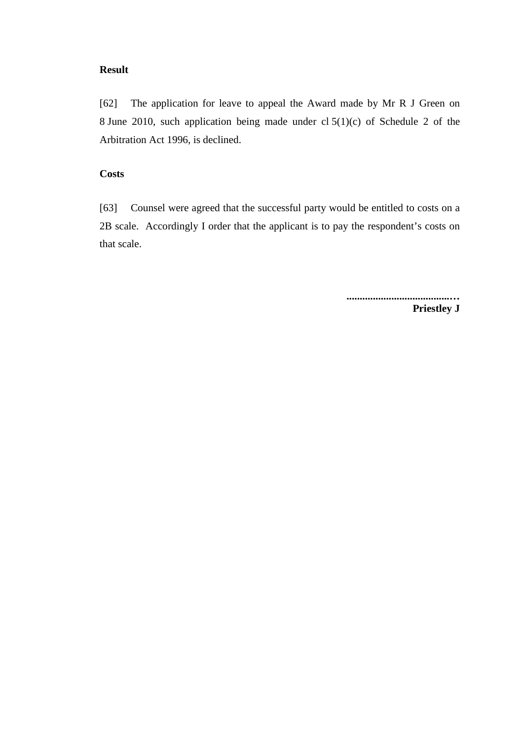**Result**

[62] The application for leave to appeal the Award made by Mr R J Green on 8 June 2010, such application being made under cl 5(1)(c) of Schedule 2 of the Arbitration Act 1996, is declined.

**Costs**

[63] Counsel were agreed that the successful party would be entitled to costs on a 2B scale. Accordingly I order that the applicant is to pay the respondent's costs on that scale.

**...........................................**
**Priestley J**